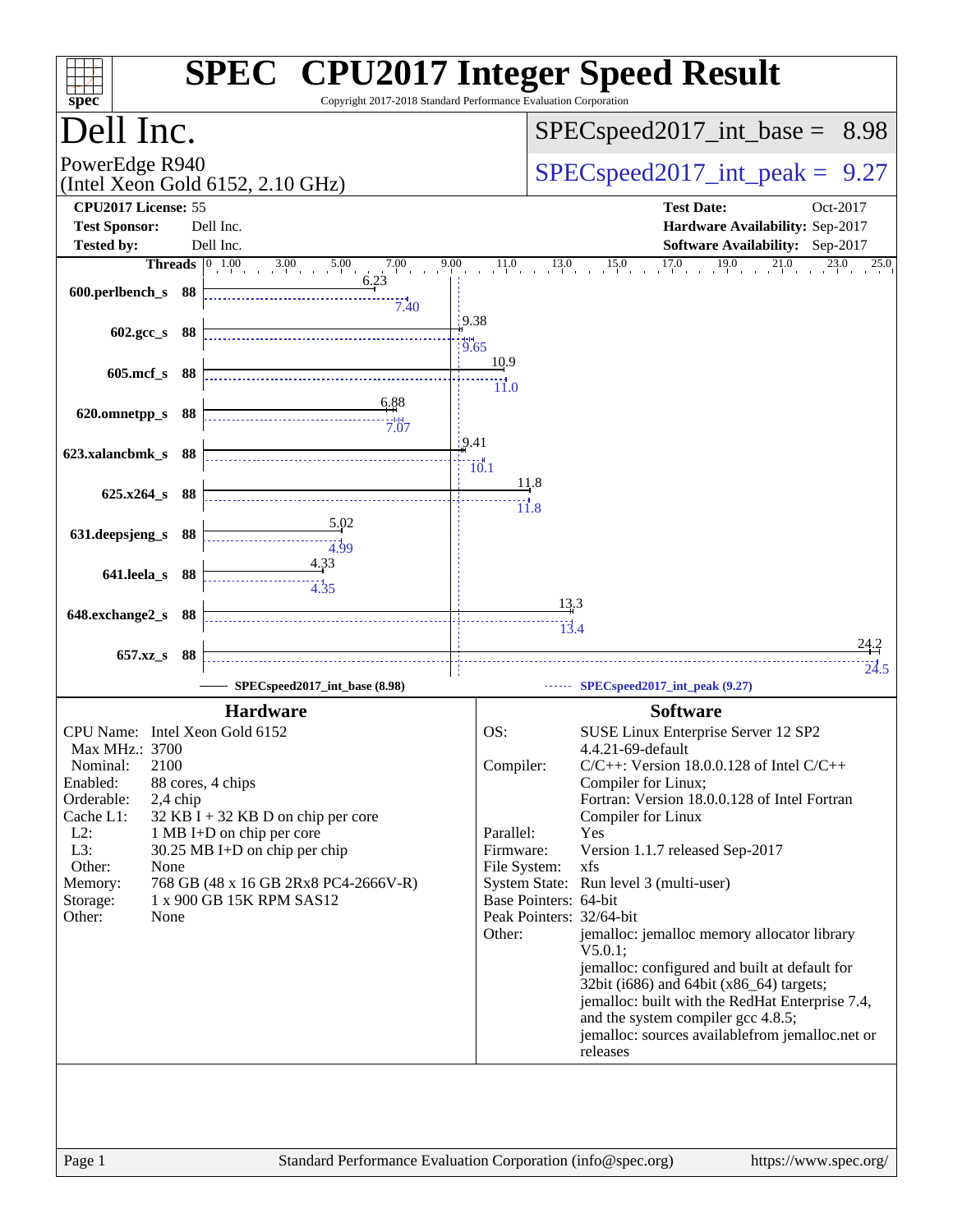# SPEC® CPU2017 Integer Speed Result

Copyright 2017-2018 Standard Performance Evaluation Corporation

## Dell Inc.

PowerEdge R940
(Intel Xeon Gold 6152, 2.10 GHz)

SPECspeed2017_int_base = 8.98

SPECspeed2017_int_peak = 9.27

**CPU2017 License:** 55
**Test Sponsor:** Dell Inc.
**Tested by:** Dell Inc.

**Test Date:** Oct-2017
**Hardware Availability:** Sep-2017
**Software Availability:** Sep-2017

| Benchmark | Threads | Base | Peak |
|---|---|---|---|
| 600.perlbench_s | 88 | 6.23 | 7.40 |
| 602.gcc_s | 88 | 9.38 | 9.65 |
| 605.mcf_s | 88 | 10.9 | 11.0 |
| 620.omnetpp_s | 88 | 6.88 | 7.07 |
| 623.xalancbmk_s | 88 | 9.41 | 10.1 |
| 625.x264_s | 88 | 11.8 | 11.8 |
| 631.deepsjeng_s | 88 | 5.02 | 4.99 |
| 641.leela_s | 88 | 4.33 | 4.35 |
| 648.exchange2_s | 88 | 13.3 | 13.4 |
| 657.xz_s | 88 | 24.2 | 24.5 |

SPECspeed2017_int_base (8.98) — SPECspeed2017_int_peak (9.27)

### Hardware

| | |
|---|---|
| CPU Name: | Intel Xeon Gold 6152 |
| Max MHz.: | 3700 |
| Nominal: | 2100 |
| Enabled: | 88 cores, 4 chips |
| Orderable: | 2,4 chip |
| Cache L1: | 32 KB I + 32 KB D on chip per core |
| L2: | 1 MB I+D on chip per core |
| L3: | 30.25 MB I+D on chip per chip |
| Other: | None |
| Memory: | 768 GB (48 x 16 GB 2Rx8 PC4-2666V-R) |
| Storage: | 1 x 900 GB 15K RPM SAS12 |
| Other: | None |

### Software

| | |
|---|---|
| OS: | SUSE Linux Enterprise Server 12 SP2 4.4.21-69-default |
| Compiler: | C/C++: Version 18.0.0.128 of Intel C/C++ Compiler for Linux; Fortran: Version 18.0.0.128 of Intel Fortran Compiler for Linux |
| Parallel: | Yes |
| Firmware: | Version 1.1.7 released Sep-2017 |
| File System: | xfs |
| System State: | Run level 3 (multi-user) |
| Base Pointers: | 64-bit |
| Peak Pointers: | 32/64-bit |
| Other: | jemalloc: jemalloc memory allocator library V5.0.1; jemalloc: configured and built at default for 32bit (i686) and 64bit (x86_64) targets; jemalloc: built with the RedHat Enterprise 7.4, and the system compiler gcc 4.8.5; jemalloc: sources availablefrom jemalloc.net or releases |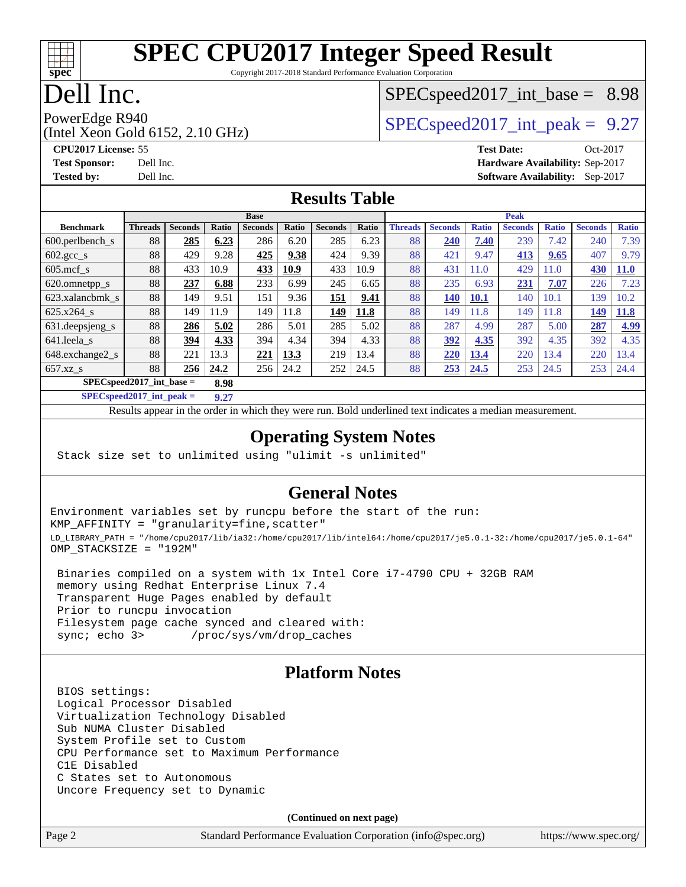# SPEC CPU2017 Integer Speed Result

Copyright 2017-2018 Standard Performance Evaluation Corporation

## Dell Inc.

PowerEdge R940
(Intel Xeon Gold 6152, 2.10 GHz)

SPECspeed2017_int_base = 8.98

SPECspeed2017_int_peak = 9.27

**CPU2017 License:** 55
**Test Sponsor:** Dell Inc.
**Tested by:** Dell Inc.

**Test Date:** Oct-2017
**Hardware Availability:** Sep-2017
**Software Availability:** Sep-2017

## Results Table

| Benchmark | Base | | | | | | | Peak | | | | | | |
|---|---|---|---|---|---|---|---|---|---|---|---|---|---|---|
| | Threads | Seconds | Ratio | Seconds | Ratio | Seconds | Ratio | Threads | Seconds | Ratio | Seconds | Ratio | Seconds | Ratio |
| 600.perlbench_s | 88 | **285** | **6.23** | 286 | 6.20 | 285 | 6.23 | 88 | **240** | **7.40** | 239 | 7.42 | 240 | 7.39 |
| 602.gcc_s | 88 | 429 | 9.28 | **425** | **9.38** | 424 | 9.39 | 88 | 421 | 9.47 | **413** | **9.65** | 407 | 9.79 |
| 605.mcf_s | 88 | 433 | 10.9 | **433** | **10.9** | 433 | 10.9 | 88 | 431 | 11.0 | 429 | 11.0 | **430** | **11.0** |
| 620.omnetpp_s | 88 | **237** | **6.88** | 233 | 6.99 | 245 | 6.65 | 88 | 235 | 6.93 | **231** | **7.07** | 226 | 7.23 |
| 623.xalancbmk_s | 88 | 149 | 9.51 | 151 | 9.36 | **151** | **9.41** | 88 | **140** | **10.1** | 140 | 10.1 | 139 | 10.2 |
| 625.x264_s | 88 | 149 | 11.9 | 149 | 11.8 | **149** | **11.8** | 88 | 149 | 11.8 | 149 | 11.8 | **149** | **11.8** |
| 631.deepsjeng_s | 88 | **286** | **5.02** | 286 | 5.01 | 285 | 5.02 | 88 | 287 | 4.99 | 287 | 5.00 | **287** | **4.99** |
| 641.leela_s | 88 | **394** | **4.33** | 394 | 4.34 | 394 | 4.33 | 88 | **392** | **4.35** | 392 | 4.35 | 392 | 4.35 |
| 648.exchange2_s | 88 | 221 | 13.3 | **221** | **13.3** | 219 | 13.4 | 88 | **220** | **13.4** | 220 | 13.4 | 220 | 13.4 |
| 657.xz_s | 88 | **256** | **24.2** | 256 | 24.2 | 252 | 24.5 | 88 | **253** | **24.5** | 253 | 24.5 | 253 | 24.4 |

**SPECspeed2017_int_base = 8.98**

**SPECspeed2017_int_peak = 9.27**

Results appear in the order in which they were run. Bold underlined text indicates a median measurement.

## Operating System Notes

```
Stack size set to unlimited using "ulimit -s unlimited"
```

## General Notes

```
Environment variables set by runcpu before the start of the run:
KMP_AFFINITY = "granularity=fine,scatter"
LD_LIBRARY_PATH = "/home/cpu2017/lib/ia32:/home/cpu2017/lib/intel64:/home/cpu2017/je5.0.1-32:/home/cpu2017/je5.0.1-64"
OMP_STACKSIZE = "192M"

 Binaries compiled on a system with 1x Intel Core i7-4790 CPU + 32GB RAM
 memory using Redhat Enterprise Linux 7.4
 Transparent Huge Pages enabled by default
 Prior to runcpu invocation
 Filesystem page cache synced and cleared with:
 sync; echo 3>       /proc/sys/vm/drop_caches
```

## Platform Notes

```
BIOS settings:
Logical Processor Disabled
Virtualization Technology Disabled
Sub NUMA Cluster Disabled
System Profile set to Custom
CPU Performance set to Maximum Performance
C1E Disabled
C States set to Autonomous
Uncore Frequency set to Dynamic
```

**(Continued on next page)**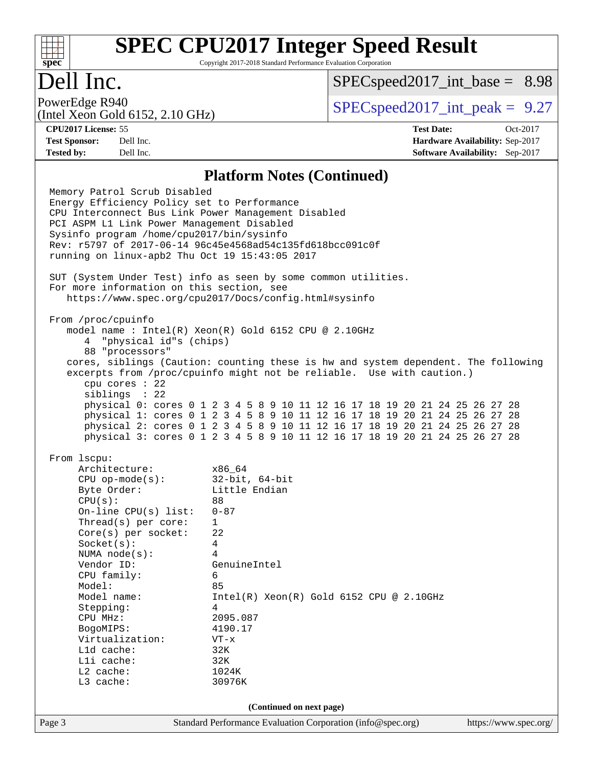## Platform Notes (Continued)

```
Memory Patrol Scrub Disabled
Energy Efficiency Policy set to Performance
CPU Interconnect Bus Link Power Management Disabled
PCI ASPM L1 Link Power Management Disabled
Sysinfo program /home/cpu2017/bin/sysinfo
Rev: r5797 of 2017-06-14 96c45e4568ad54c135fd618bcc091c0f
running on linux-apb2 Thu Oct 19 15:43:05 2017

SUT (System Under Test) info as seen by some common utilities.
For more information on this section, see
   https://www.spec.org/cpu2017/Docs/config.html#sysinfo

From /proc/cpuinfo
   model name : Intel(R) Xeon(R) Gold 6152 CPU @ 2.10GHz
      4  "physical id"s (chips)
      88 "processors"
   cores, siblings (Caution: counting these is hw and system dependent. The following
   excerpts from /proc/cpuinfo might not be reliable.  Use with caution.)
      cpu cores : 22
      siblings  : 22
      physical 0: cores 0 1 2 3 4 5 8 9 10 11 12 16 17 18 19 20 21 24 25 26 27 28
      physical 1: cores 0 1 2 3 4 5 8 9 10 11 12 16 17 18 19 20 21 24 25 26 27 28
      physical 2: cores 0 1 2 3 4 5 8 9 10 11 12 16 17 18 19 20 21 24 25 26 27 28
      physical 3: cores 0 1 2 3 4 5 8 9 10 11 12 16 17 18 19 20 21 24 25 26 27 28

From lscpu:
     Architecture:          x86_64
     CPU op-mode(s):        32-bit, 64-bit
     Byte Order:            Little Endian
     CPU(s):                88
     On-line CPU(s) list:   0-87
     Thread(s) per core:    1
     Core(s) per socket:    22
     Socket(s):             4
     NUMA node(s):          4
     Vendor ID:             GenuineIntel
     CPU family:            6
     Model:                 85
     Model name:            Intel(R) Xeon(R) Gold 6152 CPU @ 2.10GHz
     Stepping:              4
     CPU MHz:               2095.087
     BogoMIPS:              4190.17
     Virtualization:        VT-x
     L1d cache:             32K
     L1i cache:             32K
     L2 cache:              1024K
     L3 cache:              30976K
```

(Continued on next page)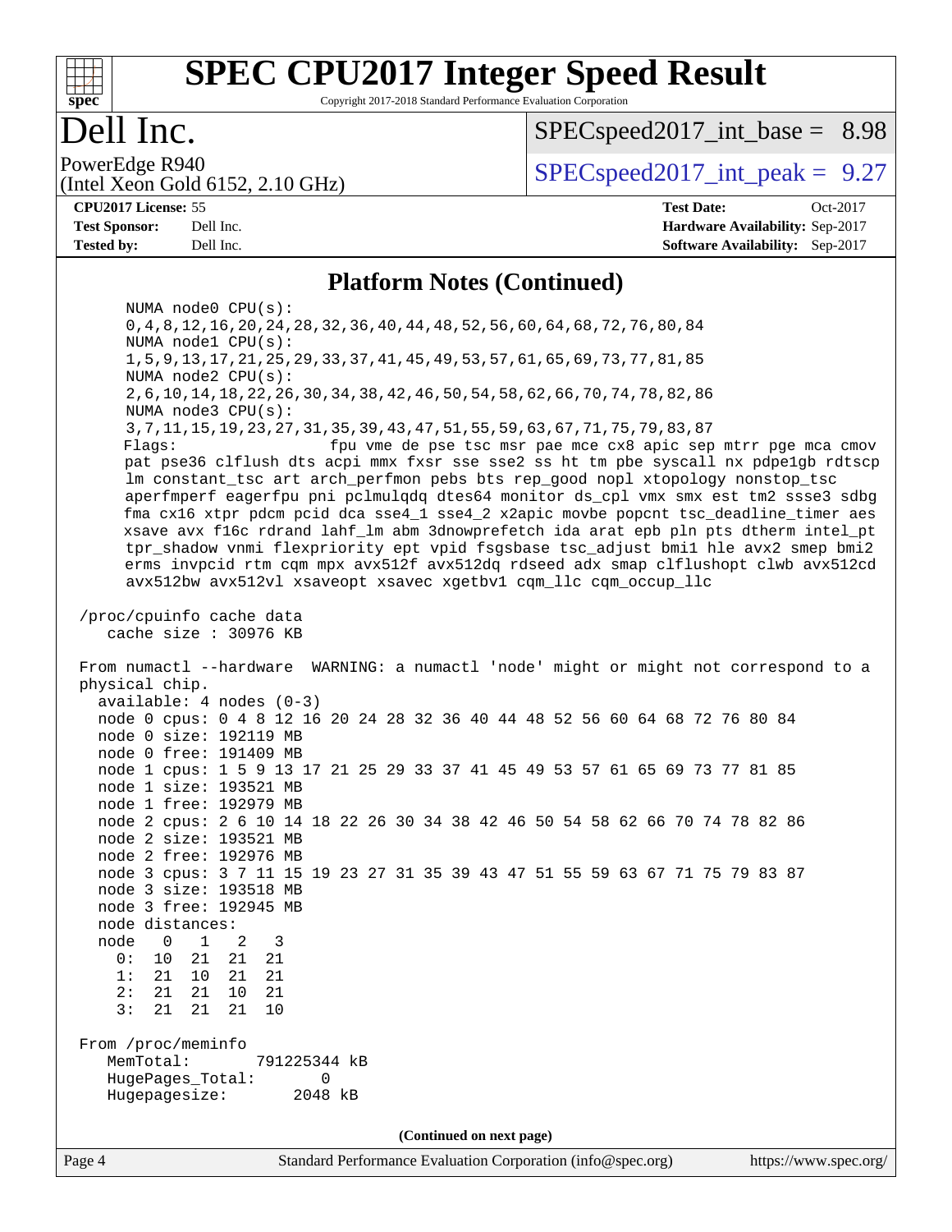# SPEC CPU2017 Integer Speed Result

Copyright 2017-2018 Standard Performance Evaluation Corporation

## Dell Inc.

PowerEdge R940
(Intel Xeon Gold 6152, 2.10 GHz)

SPECspeed2017_int_base = 8.98

SPECspeed2017_int_peak = 9.27

**CPU2017 License:** 55
**Test Sponsor:** Dell Inc.
**Tested by:** Dell Inc.

**Test Date:** Oct-2017
**Hardware Availability:** Sep-2017
**Software Availability:** Sep-2017

### Platform Notes (Continued)

```
      NUMA node0 CPU(s):
        0,4,8,12,16,20,24,28,32,36,40,44,48,52,56,60,64,68,72,76,80,84
      NUMA node1 CPU(s):
        1,5,9,13,17,21,25,29,33,37,41,45,49,53,57,61,65,69,73,77,81,85
      NUMA node2 CPU(s):
        2,6,10,14,18,22,26,30,34,38,42,46,50,54,58,62,66,70,74,78,82,86
      NUMA node3 CPU(s):
        3,7,11,15,19,23,27,31,35,39,43,47,51,55,59,63,67,71,75,79,83,87
      Flags:                 fpu vme de pse tsc msr pae mce cx8 apic sep mtrr pge mca cmov
        pat pse36 clflush dts acpi mmx fxsr sse sse2 ss ht tm pbe syscall nx pdpe1gb rdtscp
        lm constant_tsc art arch_perfmon pebs bts rep_good nopl xtopology nonstop_tsc
        aperfmperf eagerfpu pni pclmulqdq dtes64 monitor ds_cpl vmx smx est tm2 ssse3 sdbg
        fma cx16 xtpr pdcm pcid dca sse4_1 sse4_2 x2apic movbe popcnt tsc_deadline_timer aes
        xsave avx f16c rdrand lahf_lm abm 3dnowprefetch ida arat epb pln pts dtherm intel_pt
        tpr_shadow vnmi flexpriority ept vpid fsgsbase tsc_adjust bmi1 hle avx2 smep bmi2
        erms invpcid rtm cqm mpx avx512f avx512dq rdseed adx smap clflushopt clwb avx512cd
        avx512bw avx512vl xsaveopt xsavec xgetbv1 cqm_llc cqm_occup_llc

 /proc/cpuinfo cache data
    cache size : 30976 KB

 From numactl --hardware  WARNING: a numactl 'node' might or might not correspond to a
 physical chip.
   available: 4 nodes (0-3)
   node 0 cpus: 0 4 8 12 16 20 24 28 32 36 40 44 48 52 56 60 64 68 72 76 80 84
   node 0 size: 192119 MB
   node 0 free: 191409 MB
   node 1 cpus: 1 5 9 13 17 21 25 29 33 37 41 45 49 53 57 61 65 69 73 77 81 85
   node 1 size: 193521 MB
   node 1 free: 192979 MB
   node 2 cpus: 2 6 10 14 18 22 26 30 34 38 42 46 50 54 58 62 66 70 74 78 82 86
   node 2 size: 193521 MB
   node 2 free: 192976 MB
   node 3 cpus: 3 7 11 15 19 23 27 31 35 39 43 47 51 55 59 63 67 71 75 79 83 87
   node 3 size: 193518 MB
   node 3 free: 192945 MB
   node distances:
   node   0   1   2   3
     0:  10  21  21  21
     1:  21  10  21  21
     2:  21  21  10  21
     3:  21  21  21  10

 From /proc/meminfo
    MemTotal:       791225344 kB
    HugePages_Total:       0
    Hugepagesize:       2048 kB
```

(Continued on next page)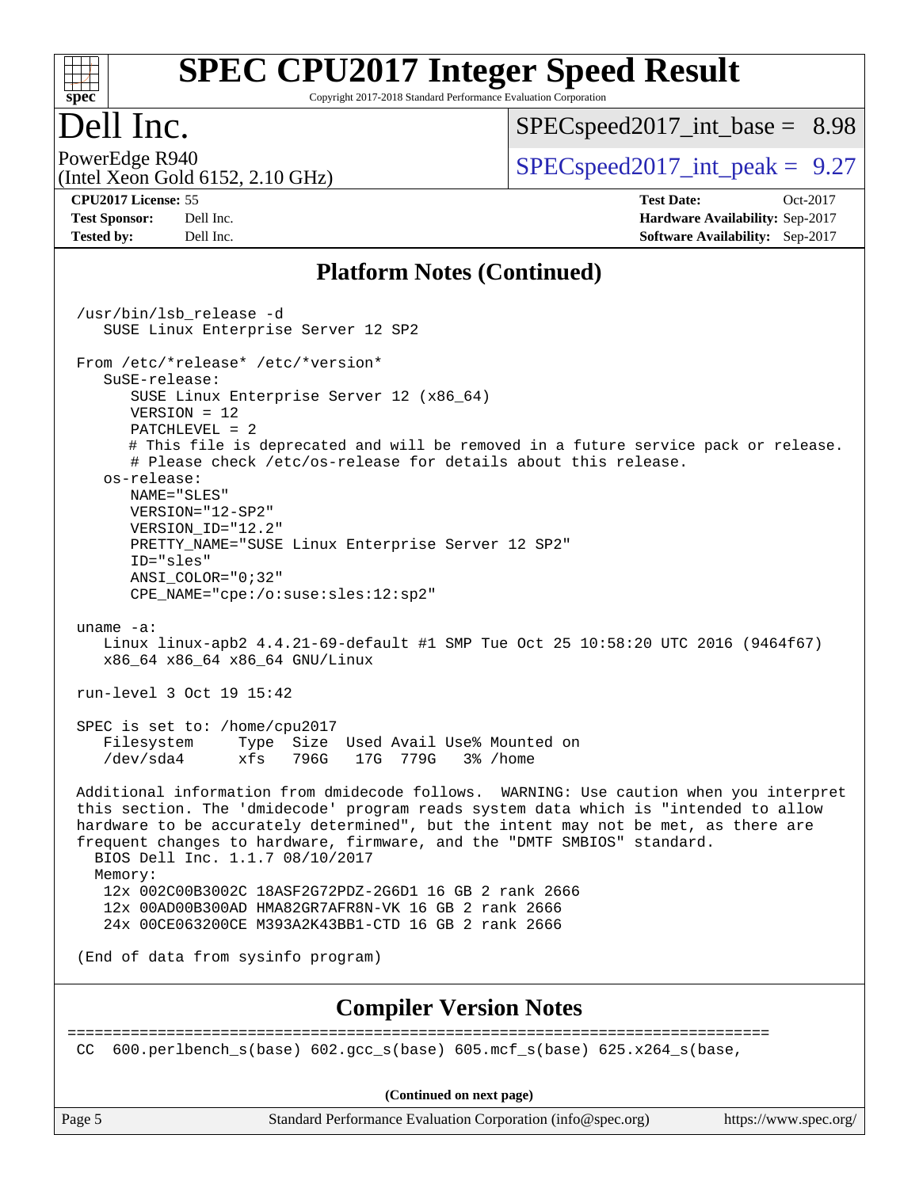## Platform Notes (Continued)

```
/usr/bin/lsb_release -d
   SUSE Linux Enterprise Server 12 SP2

From /etc/*release* /etc/*version*
   SuSE-release:
      SUSE Linux Enterprise Server 12 (x86_64)
      VERSION = 12
      PATCHLEVEL = 2
      # This file is deprecated and will be removed in a future service pack or release.
      # Please check /etc/os-release for details about this release.
   os-release:
      NAME="SLES"
      VERSION="12-SP2"
      VERSION_ID="12.2"
      PRETTY_NAME="SUSE Linux Enterprise Server 12 SP2"
      ID="sles"
      ANSI_COLOR="0;32"
      CPE_NAME="cpe:/o:suse:sles:12:sp2"

uname -a:
   Linux linux-apb2 4.4.21-69-default #1 SMP Tue Oct 25 10:58:20 UTC 2016 (9464f67)
   x86_64 x86_64 x86_64 GNU/Linux

run-level 3 Oct 19 15:42

SPEC is set to: /home/cpu2017
   Filesystem     Type  Size  Used Avail Use% Mounted on
   /dev/sda4      xfs   796G   17G  779G   3% /home

Additional information from dmidecode follows.  WARNING: Use caution when you interpret
this section. The 'dmidecode' program reads system data which is "intended to allow
hardware to be accurately determined", but the intent may not be met, as there are
frequent changes to hardware, firmware, and the "DMTF SMBIOS" standard.
  BIOS Dell Inc. 1.1.7 08/10/2017
  Memory:
   12x 002C00B3002C 18ASF2G72PDZ-2G6D1 16 GB 2 rank 2666
   12x 00AD00B300AD HMA82GR7AFR8N-VK 16 GB 2 rank 2666
   24x 00CE063200CE M393A2K43BB1-CTD 16 GB 2 rank 2666

(End of data from sysinfo program)
```

## Compiler Version Notes

```
==============================================================================
CC  600.perlbench_s(base) 602.gcc_s(base) 605.mcf_s(base) 625.x264_s(base,
```

(Continued on next page)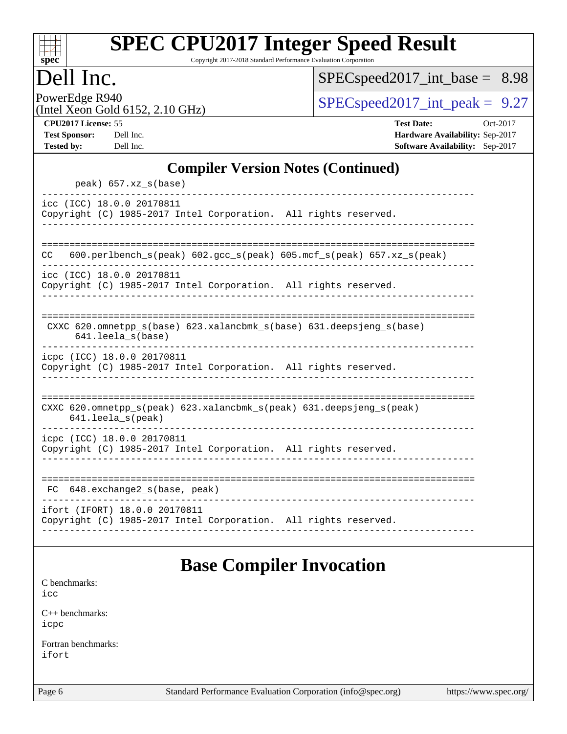## Compiler Version Notes (Continued)

```
      peak) 657.xz_s(base)
------------------------------------------------------------------------------
icc (ICC) 18.0.0 20170811
Copyright (C) 1985-2017 Intel Corporation.  All rights reserved.
------------------------------------------------------------------------------

==============================================================================
CC   600.perlbench_s(peak) 602.gcc_s(peak) 605.mcf_s(peak) 657.xz_s(peak)
------------------------------------------------------------------------------
icc (ICC) 18.0.0 20170811
Copyright (C) 1985-2017 Intel Corporation.  All rights reserved.
------------------------------------------------------------------------------

==============================================================================
 CXXC 620.omnetpp_s(base) 623.xalancbmk_s(base) 631.deepsjeng_s(base)
      641.leela_s(base)
------------------------------------------------------------------------------
icpc (ICC) 18.0.0 20170811
Copyright (C) 1985-2017 Intel Corporation.  All rights reserved.
------------------------------------------------------------------------------

==============================================================================
CXXC 620.omnetpp_s(peak) 623.xalancbmk_s(peak) 631.deepsjeng_s(peak)
     641.leela_s(peak)
------------------------------------------------------------------------------
icpc (ICC) 18.0.0 20170811
Copyright (C) 1985-2017 Intel Corporation.  All rights reserved.
------------------------------------------------------------------------------

==============================================================================
 FC  648.exchange2_s(base, peak)
------------------------------------------------------------------------------
ifort (IFORT) 18.0.0 20170811
Copyright (C) 1985-2017 Intel Corporation.  All rights reserved.
------------------------------------------------------------------------------
```

## Base Compiler Invocation

C benchmarks:
icc

C++ benchmarks:
icpc

Fortran benchmarks:
ifort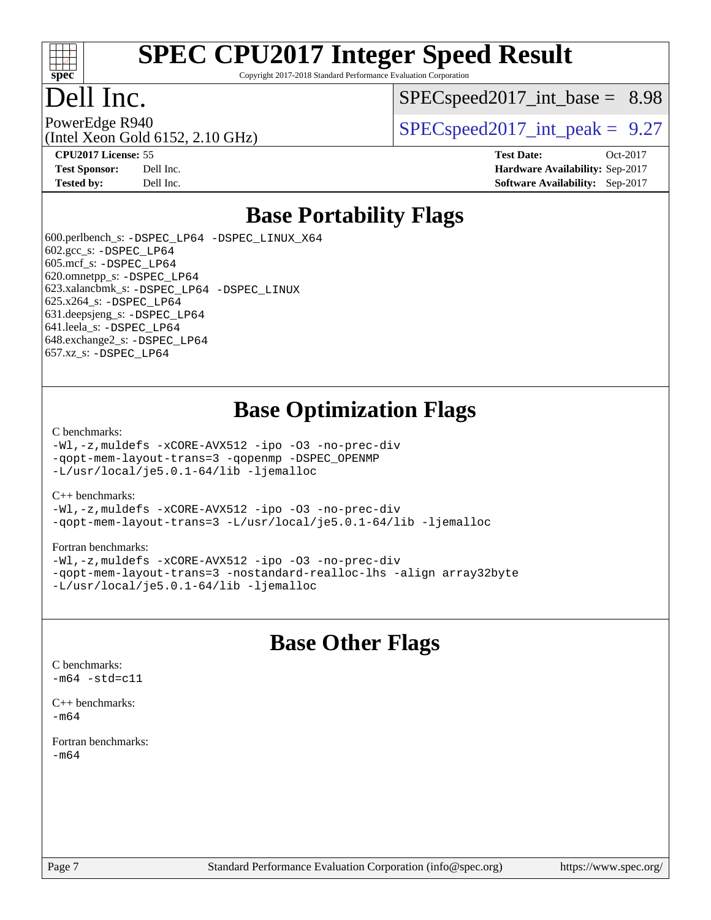# SPEC CPU2017 Integer Speed Result

Copyright 2017-2018 Standard Performance Evaluation Corporation

# Dell Inc.

PowerEdge R940
(Intel Xeon Gold 6152, 2.10 GHz)

SPECspeed2017_int_base = 8.98

SPECspeed2017_int_peak = 9.27

**CPU2017 License:** 55
**Test Sponsor:** Dell Inc.
**Tested by:** Dell Inc.

**Test Date:** Oct-2017
**Hardware Availability:** Sep-2017
**Software Availability:** Sep-2017

## Base Portability Flags

600.perlbench_s: `-DSPEC_LP64 -DSPEC_LINUX_X64`
602.gcc_s: `-DSPEC_LP64`
605.mcf_s: `-DSPEC_LP64`
620.omnetpp_s: `-DSPEC_LP64`
623.xalancbmk_s: `-DSPEC_LP64 -DSPEC_LINUX`
625.x264_s: `-DSPEC_LP64`
631.deepsjeng_s: `-DSPEC_LP64`
641.leela_s: `-DSPEC_LP64`
648.exchange2_s: `-DSPEC_LP64`
657.xz_s: `-DSPEC_LP64`

## Base Optimization Flags

C benchmarks:

```
-Wl,-z,muldefs -xCORE-AVX512 -ipo -O3 -no-prec-div
-qopt-mem-layout-trans=3 -qopenmp -DSPEC_OPENMP
-L/usr/local/je5.0.1-64/lib -ljemalloc
```

C++ benchmarks:

```
-Wl,-z,muldefs -xCORE-AVX512 -ipo -O3 -no-prec-div
-qopt-mem-layout-trans=3 -L/usr/local/je5.0.1-64/lib -ljemalloc
```

Fortran benchmarks:

```
-Wl,-z,muldefs -xCORE-AVX512 -ipo -O3 -no-prec-div
-qopt-mem-layout-trans=3 -nostandard-realloc-lhs -align array32byte
-L/usr/local/je5.0.1-64/lib -ljemalloc
```

## Base Other Flags

C benchmarks:

```
-m64 -std=c11
```

C++ benchmarks:

```
-m64
```

Fortran benchmarks:

```
-m64
```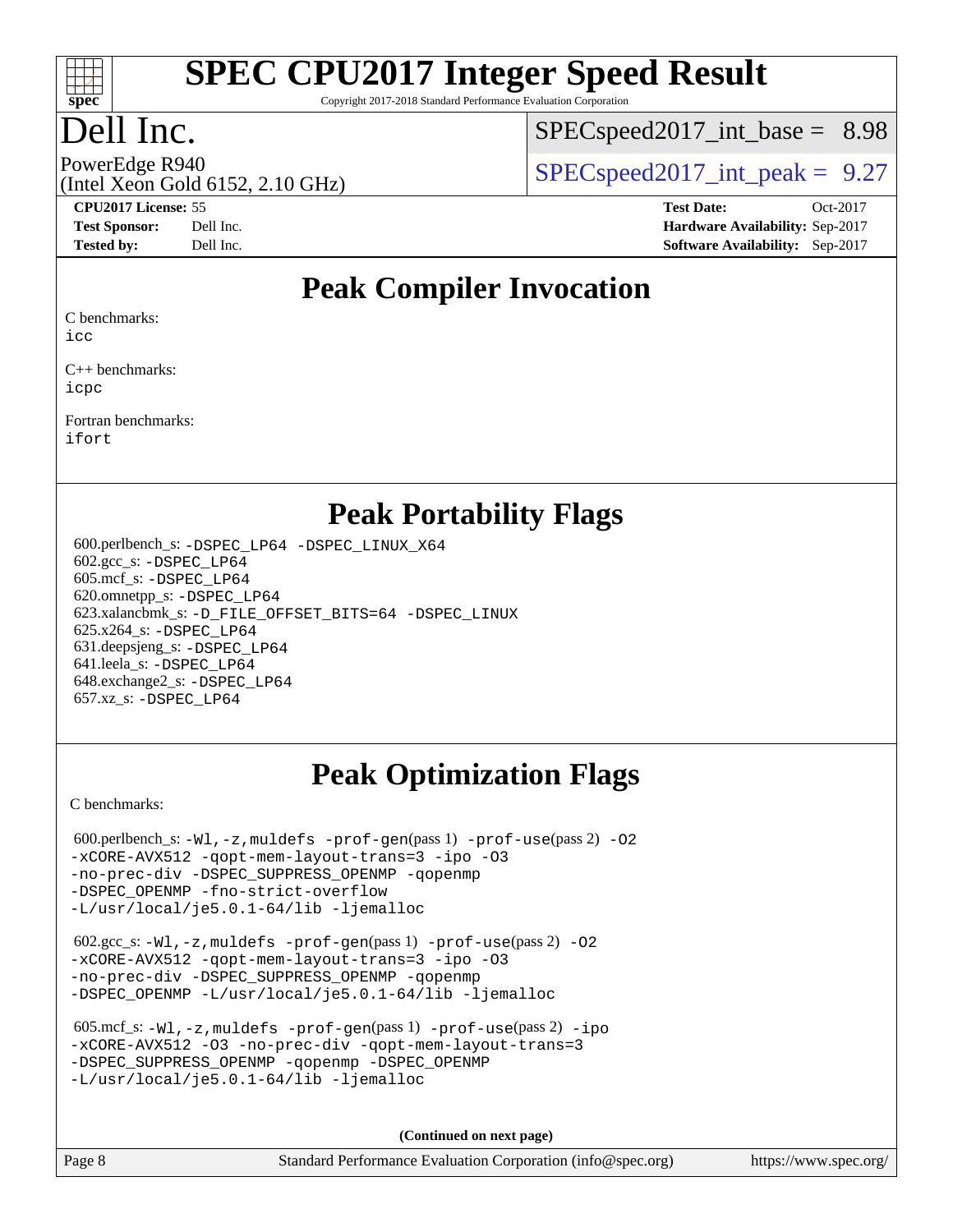# SPEC CPU2017 Integer Speed Result

Copyright 2017-2018 Standard Performance Evaluation Corporation

# Dell Inc.

PowerEdge R940
(Intel Xeon Gold 6152, 2.10 GHz)

SPECspeed2017_int_base = 8.98

SPECspeed2017_int_peak = 9.27

**CPU2017 License:** 55
**Test Sponsor:** Dell Inc.
**Tested by:** Dell Inc.

**Test Date:** Oct-2017
**Hardware Availability:** Sep-2017
**Software Availability:** Sep-2017

## Peak Compiler Invocation

C benchmarks:
icc

C++ benchmarks:
icpc

Fortran benchmarks:
ifort

## Peak Portability Flags

600.perlbench_s: -DSPEC_LP64 -DSPEC_LINUX_X64
602.gcc_s: -DSPEC_LP64
605.mcf_s: -DSPEC_LP64
620.omnetpp_s: -DSPEC_LP64
623.xalancbmk_s: -D_FILE_OFFSET_BITS=64 -DSPEC_LINUX
625.x264_s: -DSPEC_LP64
631.deepsjeng_s: -DSPEC_LP64
641.leela_s: -DSPEC_LP64
648.exchange2_s: -DSPEC_LP64
657.xz_s: -DSPEC_LP64

## Peak Optimization Flags

C benchmarks:

600.perlbench_s: -Wl,-z,muldefs -prof-gen(pass 1) -prof-use(pass 2) -O2 -xCORE-AVX512 -qopt-mem-layout-trans=3 -ipo -O3 -no-prec-div -DSPEC_SUPPRESS_OPENMP -qopenmp -DSPEC_OPENMP -fno-strict-overflow -L/usr/local/je5.0.1-64/lib -ljemalloc

602.gcc_s: -Wl,-z,muldefs -prof-gen(pass 1) -prof-use(pass 2) -O2 -xCORE-AVX512 -qopt-mem-layout-trans=3 -ipo -O3 -no-prec-div -DSPEC_SUPPRESS_OPENMP -qopenmp -DSPEC_OPENMP -L/usr/local/je5.0.1-64/lib -ljemalloc

605.mcf_s: -Wl,-z,muldefs -prof-gen(pass 1) -prof-use(pass 2) -ipo -xCORE-AVX512 -O3 -no-prec-div -qopt-mem-layout-trans=3 -DSPEC_SUPPRESS_OPENMP -qopenmp -DSPEC_OPENMP -L/usr/local/je5.0.1-64/lib -ljemalloc

(Continued on next page)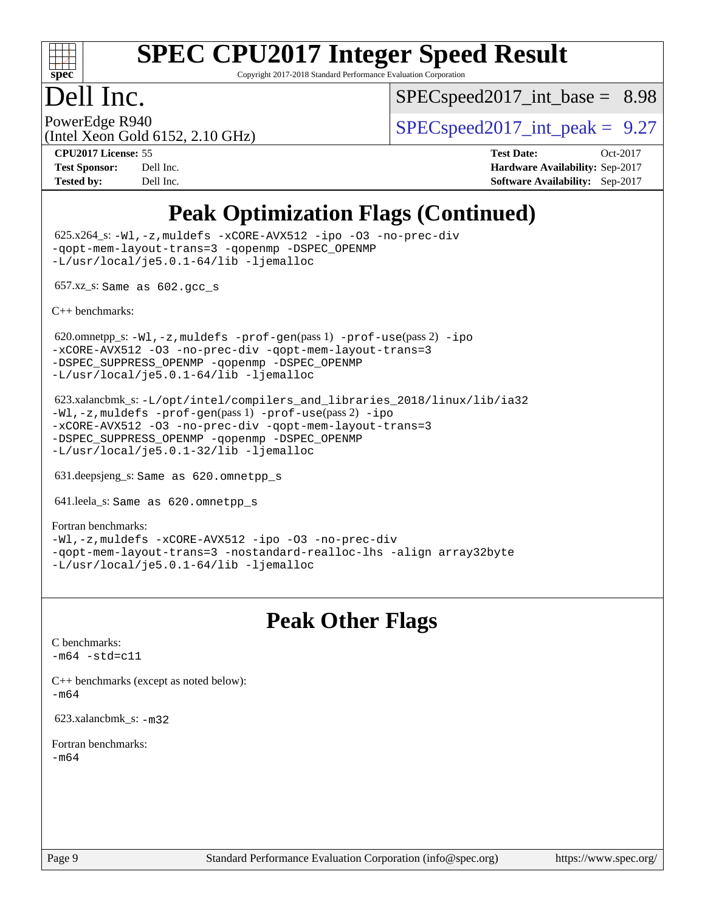# Dell Inc.

PowerEdge R940
(Intel Xeon Gold 6152, 2.10 GHz)

SPECspeed2017_int_base = 8.98

SPECspeed2017_int_peak = 9.27

**CPU2017 License:** 55
**Test Sponsor:** Dell Inc.
**Tested by:** Dell Inc.

**Test Date:** Oct-2017
**Hardware Availability:** Sep-2017
**Software Availability:** Sep-2017

## Peak Optimization Flags (Continued)

625.x264_s: `-Wl,-z,muldefs -xCORE-AVX512 -ipo -O3 -no-prec-div -qopt-mem-layout-trans=3 -qopenmp -DSPEC_OPENMP -L/usr/local/je5.0.1-64/lib -ljemalloc`

657.xz_s: `Same as 602.gcc_s`

C++ benchmarks:

620.omnetpp_s: `-Wl,-z,muldefs -prof-gen`(pass 1) `-prof-use`(pass 2) `-ipo -xCORE-AVX512 -O3 -no-prec-div -qopt-mem-layout-trans=3 -DSPEC_SUPPRESS_OPENMP -qopenmp -DSPEC_OPENMP -L/usr/local/je5.0.1-64/lib -ljemalloc`

623.xalancbmk_s: `-L/opt/intel/compilers_and_libraries_2018/linux/lib/ia32 -Wl,-z,muldefs -prof-gen`(pass 1) `-prof-use`(pass 2) `-ipo -xCORE-AVX512 -O3 -no-prec-div -qopt-mem-layout-trans=3 -DSPEC_SUPPRESS_OPENMP -qopenmp -DSPEC_OPENMP -L/usr/local/je5.0.1-32/lib -ljemalloc`

631.deepsjeng_s: `Same as 620.omnetpp_s`

641.leela_s: `Same as 620.omnetpp_s`

Fortran benchmarks:
`-Wl,-z,muldefs -xCORE-AVX512 -ipo -O3 -no-prec-div -qopt-mem-layout-trans=3 -nostandard-realloc-lhs -align array32byte -L/usr/local/je5.0.1-64/lib -ljemalloc`

## Peak Other Flags

C benchmarks:
`-m64 -std=c11`

C++ benchmarks (except as noted below):
`-m64`

623.xalancbmk_s: `-m32`

Fortran benchmarks:
`-m64`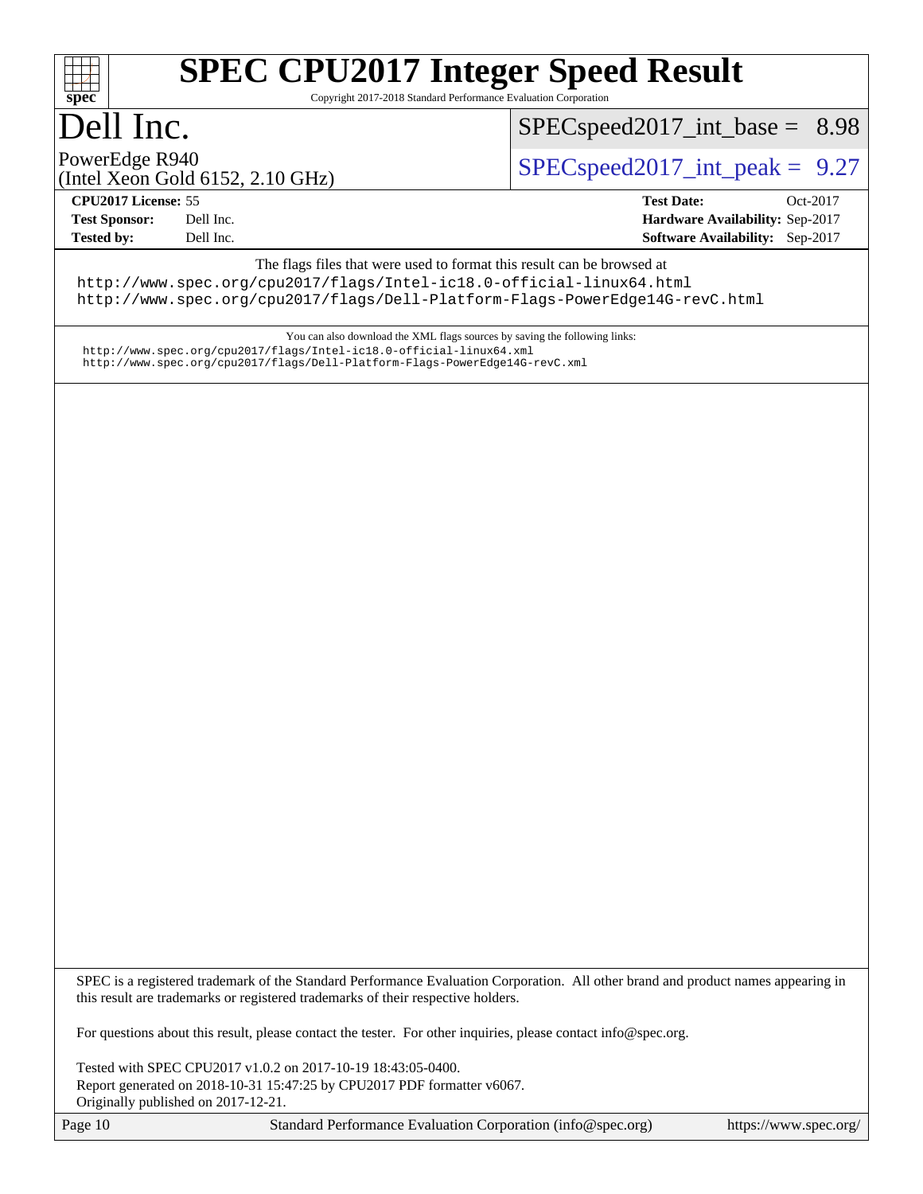The flags files that were used to format this result can be browsed at
http://www.spec.org/cpu2017/flags/Intel-ic18.0-official-linux64.html
http://www.spec.org/cpu2017/flags/Dell-Platform-Flags-PowerEdge14G-revC.html

You can also download the XML flags sources by saving the following links:
http://www.spec.org/cpu2017/flags/Intel-ic18.0-official-linux64.xml
http://www.spec.org/cpu2017/flags/Dell-Platform-Flags-PowerEdge14G-revC.xml

SPEC is a registered trademark of the Standard Performance Evaluation Corporation. All other brand and product names appearing in this result are trademarks or registered trademarks of their respective holders.

For questions about this result, please contact the tester. For other inquiries, please contact info@spec.org.

Tested with SPEC CPU2017 v1.0.2 on 2017-10-19 18:43:05-0400.
Report generated on 2018-10-31 15:47:25 by CPU2017 PDF formatter v6067.
Originally published on 2017-12-21.